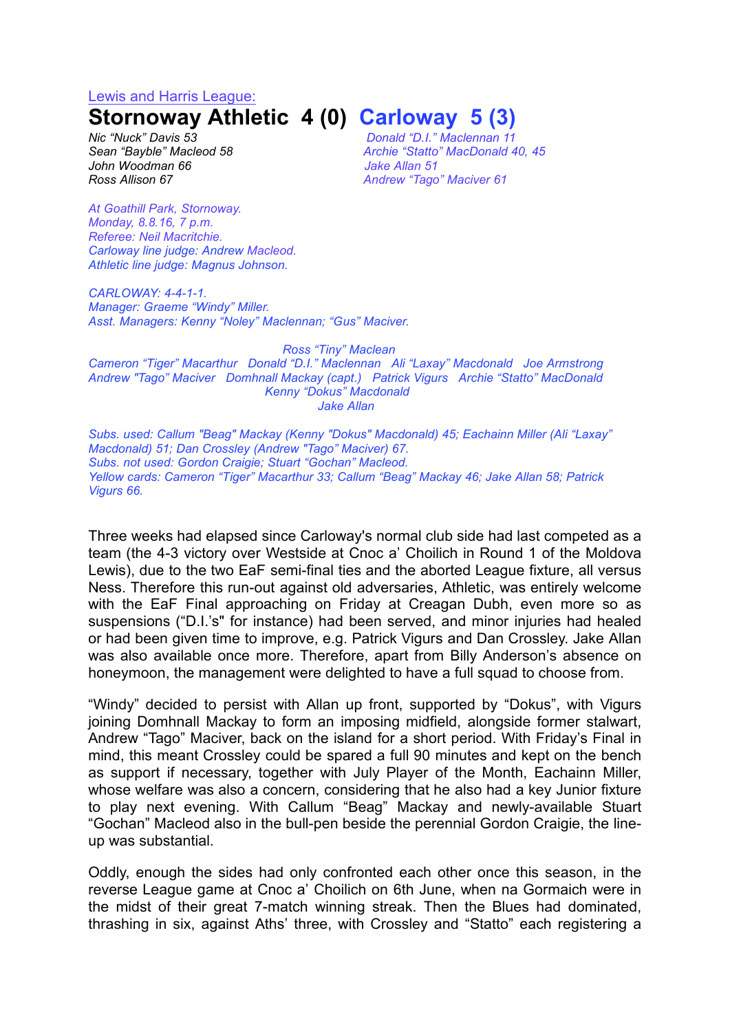Lewis and Harris League:

# Stornoway Athletic 4 (0) Carloway 5 (3)

| Stornoway Athletic | Carloway |
|---|---|
| *Nic "Nuck" Davis 53* | *Donald "D.I." Maclennan 11* |
| *Sean "Bayble" Macleod 58* | *Archie "Statto" MacDonald 40, 45* |
| *John Woodman 66* | *Jake Allan 51* |
| *Ross Allison 67* | *Andrew "Tago" Maciver 61* |

*At Goathill Park, Stornoway.*
*Monday, 8.8.16, 7 p.m.*
*Referee: Neil Macritchie.*
*Carloway line judge: Andrew Macleod.*
*Athletic line judge: Magnus Johnson.*

*CARLOWAY: 4-4-1-1.*
*Manager: Graeme "Windy" Miller.*
*Asst. Managers: Kenny "Noley" Maclennan; "Gus" Maciver.*

*Ross "Tiny" Maclean*
*Cameron "Tiger" Macarthur   Donald "D.I." Maclennan   Ali "Laxay" Macdonald   Joe Armstrong*
*Andrew "Tago" Maciver   Domhnall Mackay (capt.)   Patrick Vigurs   Archie "Statto" MacDonald*
*Kenny "Dokus" Macdonald*
*Jake Allan*

*Subs. used: Callum "Beag" Mackay (Kenny "Dokus" Macdonald) 45; Eachainn Miller (Ali "Laxay" Macdonald) 51; Dan Crossley (Andrew "Tago" Maciver) 67.*
*Subs. not used: Gordon Craigie; Stuart "Gochan" Macleod.*
*Yellow cards: Cameron "Tiger" Macarthur 33; Callum "Beag" Mackay 46; Jake Allan 58; Patrick Vigurs 66.*

Three weeks had elapsed since Carloway's normal club side had last competed as a team (the 4-3 victory over Westside at Cnoc a' Choilich in Round 1 of the Moldova Lewis), due to the two EaF semi-final ties and the aborted League fixture, all versus Ness. Therefore this run-out against old adversaries, Athletic, was entirely welcome with the EaF Final approaching on Friday at Creagan Dubh, even more so as suspensions ("D.I.'s" for instance) had been served, and minor injuries had healed or had been given time to improve, e.g. Patrick Vigurs and Dan Crossley. Jake Allan was also available once more. Therefore, apart from Billy Anderson's absence on honeymoon, the management were delighted to have a full squad to choose from.

"Windy" decided to persist with Allan up front, supported by "Dokus", with Vigurs joining Domhnall Mackay to form an imposing midfield, alongside former stalwart, Andrew "Tago" Maciver, back on the island for a short period. With Friday's Final in mind, this meant Crossley could be spared a full 90 minutes and kept on the bench as support if necessary, together with July Player of the Month, Eachainn Miller, whose welfare was also a concern, considering that he also had a key Junior fixture to play next evening. With Callum "Beag" Mackay and newly-available Stuart "Gochan" Macleod also in the bull-pen beside the perennial Gordon Craigie, the line-up was substantial.

Oddly, enough the sides had only confronted each other once this season, in the reverse League game at Cnoc a' Choilich on 6th June, when na Gormaich were in the midst of their great 7-match winning streak. Then the Blues had dominated, thrashing in six, against Aths' three, with Crossley and "Statto" each registering a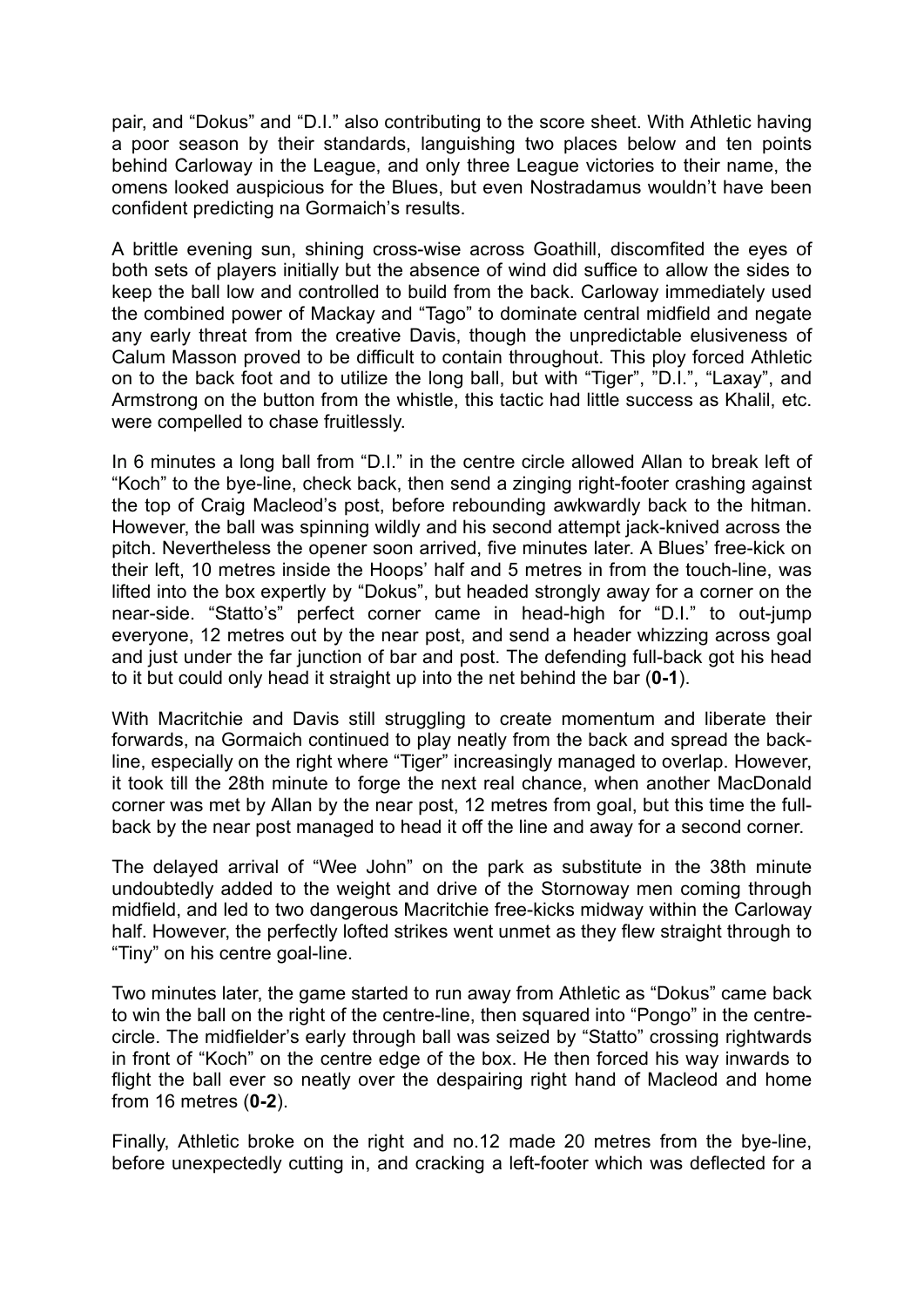pair, and "Dokus" and "D.I." also contributing to the score sheet. With Athletic having a poor season by their standards, languishing two places below and ten points behind Carloway in the League, and only three League victories to their name, the omens looked auspicious for the Blues, but even Nostradamus wouldn't have been confident predicting na Gormaich's results.

A brittle evening sun, shining cross-wise across Goathill, discomfited the eyes of both sets of players initially but the absence of wind did suffice to allow the sides to keep the ball low and controlled to build from the back. Carloway immediately used the combined power of Mackay and "Tago" to dominate central midfield and negate any early threat from the creative Davis, though the unpredictable elusiveness of Calum Masson proved to be difficult to contain throughout. This ploy forced Athletic on to the back foot and to utilize the long ball, but with "Tiger", "D.I.", "Laxay", and Armstrong on the button from the whistle, this tactic had little success as Khalil, etc. were compelled to chase fruitlessly.

In 6 minutes a long ball from "D.I." in the centre circle allowed Allan to break left of "Koch" to the bye-line, check back, then send a zinging right-footer crashing against the top of Craig Macleod's post, before rebounding awkwardly back to the hitman. However, the ball was spinning wildly and his second attempt jack-knived across the pitch. Nevertheless the opener soon arrived, five minutes later. A Blues' free-kick on their left, 10 metres inside the Hoops' half and 5 metres in from the touch-line, was lifted into the box expertly by "Dokus", but headed strongly away for a corner on the near-side. "Statto's" perfect corner came in head-high for "D.I." to out-jump everyone, 12 metres out by the near post, and send a header whizzing across goal and just under the far junction of bar and post. The defending full-back got his head to it but could only head it straight up into the net behind the bar (**0-1**).

With Macritchie and Davis still struggling to create momentum and liberate their forwards, na Gormaich continued to play neatly from the back and spread the back-line, especially on the right where "Tiger" increasingly managed to overlap. However, it took till the 28th minute to forge the next real chance, when another MacDonald corner was met by Allan by the near post, 12 metres from goal, but this time the full-back by the near post managed to head it off the line and away for a second corner.

The delayed arrival of "Wee John" on the park as substitute in the 38th minute undoubtedly added to the weight and drive of the Stornoway men coming through midfield, and led to two dangerous Macritchie free-kicks midway within the Carloway half. However, the perfectly lofted strikes went unmet as they flew straight through to "Tiny" on his centre goal-line.

Two minutes later, the game started to run away from Athletic as "Dokus" came back to win the ball on the right of the centre-line, then squared into "Pongo" in the centre-circle. The midfielder's early through ball was seized by "Statto" crossing rightwards in front of "Koch" on the centre edge of the box. He then forced his way inwards to flight the ball ever so neatly over the despairing right hand of Macleod and home from 16 metres (**0-2**).

Finally, Athletic broke on the right and no.12 made 20 metres from the bye-line, before unexpectedly cutting in, and cracking a left-footer which was deflected for a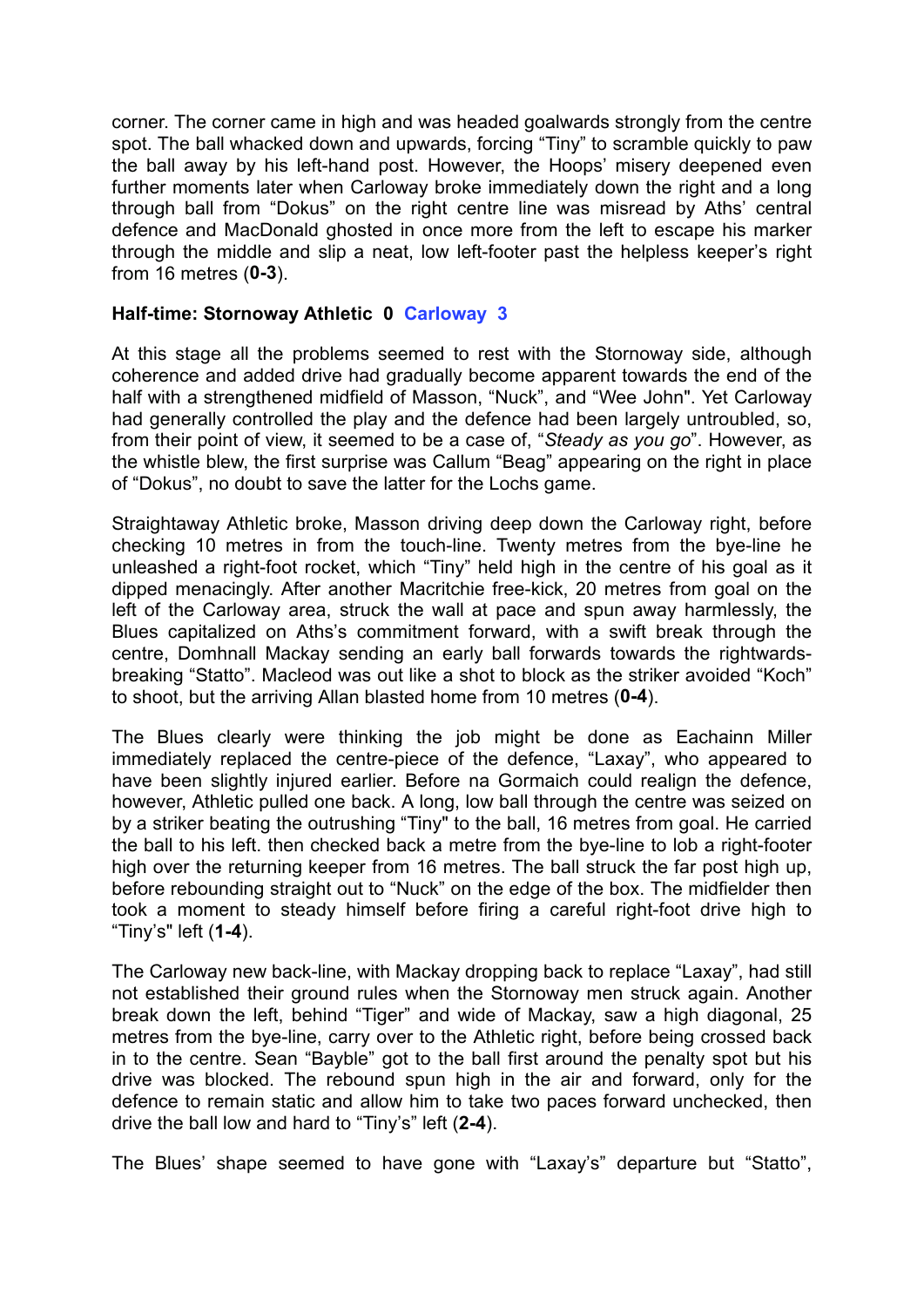corner. The corner came in high and was headed goalwards strongly from the centre spot. The ball whacked down and upwards, forcing "Tiny" to scramble quickly to paw the ball away by his left-hand post. However, the Hoops' misery deepened even further moments later when Carloway broke immediately down the right and a long through ball from "Dokus" on the right centre line was misread by Aths' central defence and MacDonald ghosted in once more from the left to escape his marker through the middle and slip a neat, low left-footer past the helpless keeper's right from 16 metres (**0-3**).

**Half-time: Stornoway Athletic 0 Carloway 3**

At this stage all the problems seemed to rest with the Stornoway side, although coherence and added drive had gradually become apparent towards the end of the half with a strengthened midfield of Masson, "Nuck", and "Wee John". Yet Carloway had generally controlled the play and the defence had been largely untroubled, so, from their point of view, it seemed to be a case of, "*Steady as you go*". However, as the whistle blew, the first surprise was Callum "Beag" appearing on the right in place of "Dokus", no doubt to save the latter for the Lochs game.

Straightaway Athletic broke, Masson driving deep down the Carloway right, before checking 10 metres in from the touch-line. Twenty metres from the bye-line he unleashed a right-foot rocket, which "Tiny" held high in the centre of his goal as it dipped menacingly. After another Macritchie free-kick, 20 metres from goal on the left of the Carloway area, struck the wall at pace and spun away harmlessly, the Blues capitalized on Aths's commitment forward, with a swift break through the centre, Domhnall Mackay sending an early ball forwards towards the rightwards-breaking "Statto". Macleod was out like a shot to block as the striker avoided "Koch" to shoot, but the arriving Allan blasted home from 10 metres (**0-4**).

The Blues clearly were thinking the job might be done as Eachainn Miller immediately replaced the centre-piece of the defence, "Laxay", who appeared to have been slightly injured earlier. Before na Gormaich could realign the defence, however, Athletic pulled one back. A long, low ball through the centre was seized on by a striker beating the outrushing "Tiny" to the ball, 16 metres from goal. He carried the ball to his left. then checked back a metre from the bye-line to lob a right-footer high over the returning keeper from 16 metres. The ball struck the far post high up, before rebounding straight out to "Nuck" on the edge of the box. The midfielder then took a moment to steady himself before firing a careful right-foot drive high to "Tiny's" left (**1-4**).

The Carloway new back-line, with Mackay dropping back to replace "Laxay", had still not established their ground rules when the Stornoway men struck again. Another break down the left, behind "Tiger" and wide of Mackay, saw a high diagonal, 25 metres from the bye-line, carry over to the Athletic right, before being crossed back in to the centre. Sean "Bayble" got to the ball first around the penalty spot but his drive was blocked. The rebound spun high in the air and forward, only for the defence to remain static and allow him to take two paces forward unchecked, then drive the ball low and hard to "Tiny's" left (**2-4**).

The Blues' shape seemed to have gone with "Laxay's" departure but "Statto",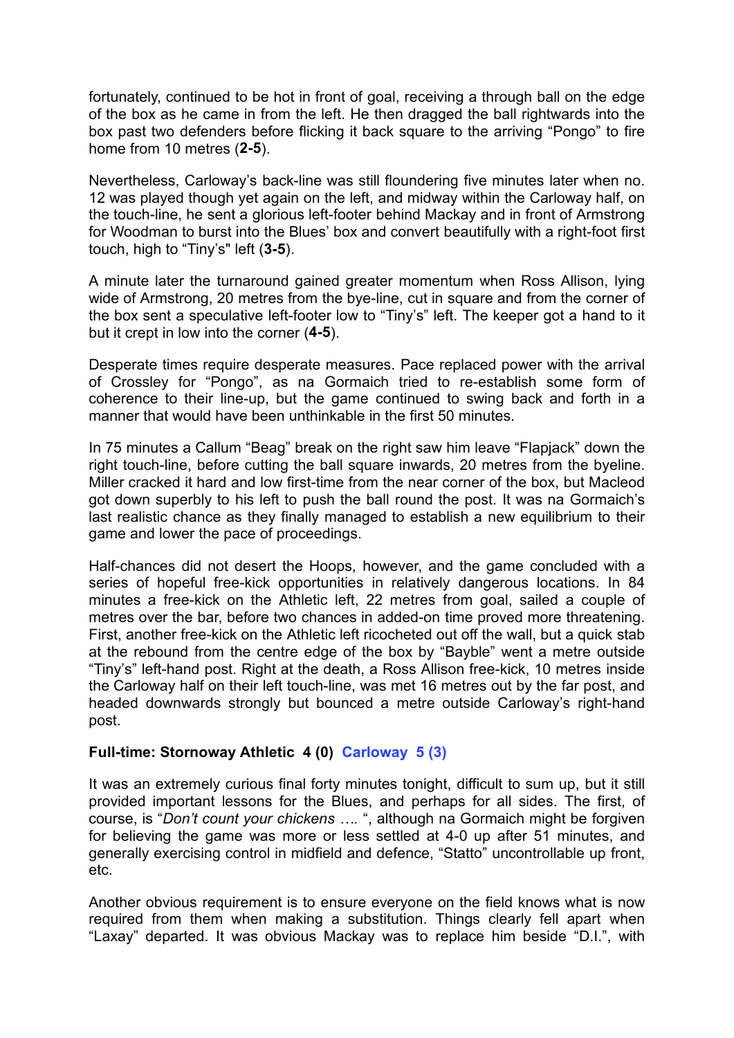fortunately, continued to be hot in front of goal, receiving a through ball on the edge of the box as he came in from the left. He then dragged the ball rightwards into the box past two defenders before flicking it back square to the arriving "Pongo" to fire home from 10 metres (**2-5**).

Nevertheless, Carloway's back-line was still floundering five minutes later when no. 12 was played though yet again on the left, and midway within the Carloway half, on the touch-line, he sent a glorious left-footer behind Mackay and in front of Armstrong for Woodman to burst into the Blues' box and convert beautifully with a right-foot first touch, high to "Tiny's" left (**3-5**).

A minute later the turnaround gained greater momentum when Ross Allison, lying wide of Armstrong, 20 metres from the bye-line, cut in square and from the corner of the box sent a speculative left-footer low to "Tiny's" left. The keeper got a hand to it but it crept in low into the corner (**4-5**).

Desperate times require desperate measures. Pace replaced power with the arrival of Crossley for "Pongo", as na Gormaich tried to re-establish some form of coherence to their line-up, but the game continued to swing back and forth in a manner that would have been unthinkable in the first 50 minutes.

In 75 minutes a Callum "Beag" break on the right saw him leave "Flapjack" down the right touch-line, before cutting the ball square inwards, 20 metres from the byeline. Miller cracked it hard and low first-time from the near corner of the box, but Macleod got down superbly to his left to push the ball round the post. It was na Gormaich's last realistic chance as they finally managed to establish a new equilibrium to their game and lower the pace of proceedings.

Half-chances did not desert the Hoops, however, and the game concluded with a series of hopeful free-kick opportunities in relatively dangerous locations. In 84 minutes a free-kick on the Athletic left, 22 metres from goal, sailed a couple of metres over the bar, before two chances in added-on time proved more threatening. First, another free-kick on the Athletic left ricocheted out off the wall, but a quick stab at the rebound from the centre edge of the box by "Bayble" went a metre outside "Tiny's" left-hand post. Right at the death, a Ross Allison free-kick, 10 metres inside the Carloway half on their left touch-line, was met 16 metres out by the far post, and headed downwards strongly but bounced a metre outside Carloway's right-hand post.

**Full-time: Stornoway Athletic 4 (0) Carloway 5 (3)**

It was an extremely curious final forty minutes tonight, difficult to sum up, but it still provided important lessons for the Blues, and perhaps for all sides. The first, of course, is "*Don't count your chickens ….* ", although na Gormaich might be forgiven for believing the game was more or less settled at 4-0 up after 51 minutes, and generally exercising control in midfield and defence, "Statto" uncontrollable up front, etc.

Another obvious requirement is to ensure everyone on the field knows what is now required from them when making a substitution. Things clearly fell apart when "Laxay" departed. It was obvious Mackay was to replace him beside "D.I.", with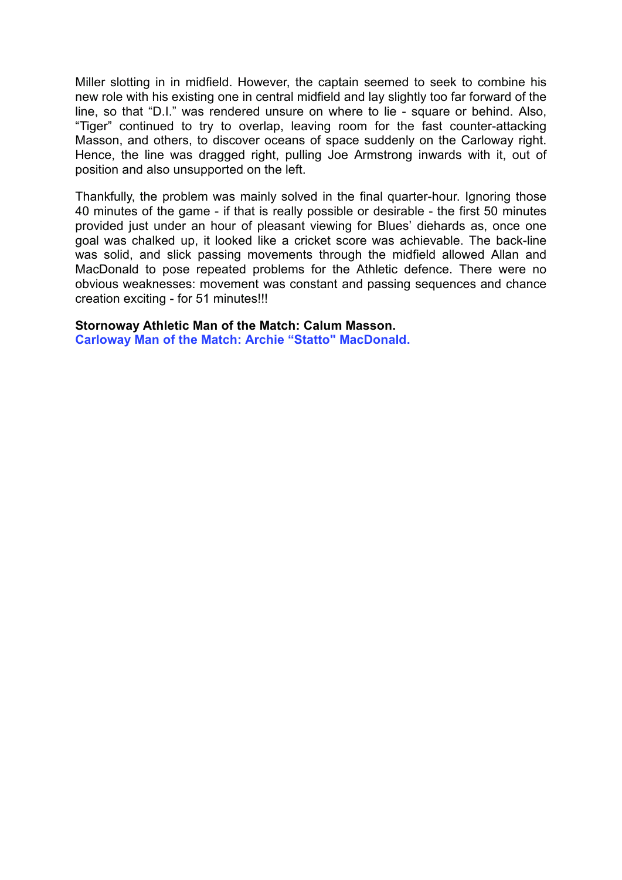Miller slotting in in midfield. However, the captain seemed to seek to combine his new role with his existing one in central midfield and lay slightly too far forward of the line, so that "D.I." was rendered unsure on where to lie - square or behind. Also, "Tiger" continued to try to overlap, leaving room for the fast counter-attacking Masson, and others, to discover oceans of space suddenly on the Carloway right. Hence, the line was dragged right, pulling Joe Armstrong inwards with it, out of position and also unsupported on the left.

Thankfully, the problem was mainly solved in the final quarter-hour. Ignoring those 40 minutes of the game - if that is really possible or desirable - the first 50 minutes provided just under an hour of pleasant viewing for Blues' diehards as, once one goal was chalked up, it looked like a cricket score was achievable. The back-line was solid, and slick passing movements through the midfield allowed Allan and MacDonald to pose repeated problems for the Athletic defence. There were no obvious weaknesses: movement was constant and passing sequences and chance creation exciting - for 51 minutes!!!

**Stornoway Athletic Man of the Match: Calum Masson.**
**Carloway Man of the Match: Archie "Statto" MacDonald.**